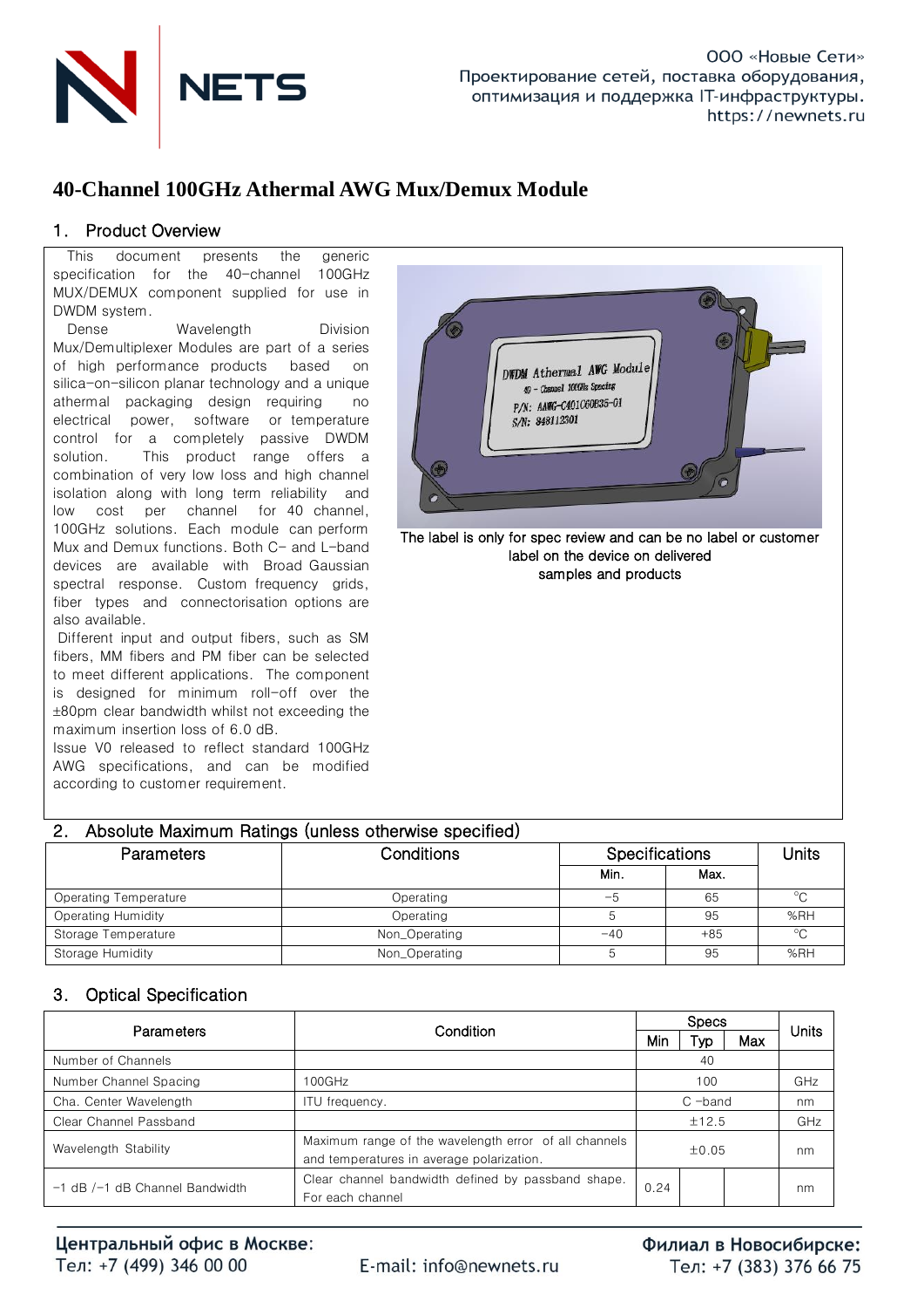# 40-Channel 100GHz Athermal AWG Mux/Demux Module

## 1. Product Overview

This document presents the generic specification for the 40-channel 100GHz MUX/DEMUX component supplied for use in DWDM system.

Dense Wavelength Division Mux/Demultiplexer Modules are part of a series of high performance products based on silica-on-silicon planar technology and a unique athermal packaging design requiring no electrical power, software or temperature control for a completely passive DWDM solution. This product range offers a combination of very low loss and high channel isolation along with long term reliability and low cost per channel for 40 channel, 100GHz solutions. Each module can perform Mux and Demux functions. Both C- and L-band devices are available with Broad Gaussian spectral response. Custom frequency grids, fiber types and connectorisation options are also available.

Different input and output fibers, such as SM fibers, MM fibers and PM fiber can be selected to meet different applications. The component is designed for minimum roll-off over the ±80pm clear bandwidth whilst not exceeding the maximum insertion loss of 6.0 dB.

Issue V0 released to reflect standard 100GHz AWG specifications, and can be modified according to customer requirement.

The label is only for spec review and can be no label or customer label on the device on delivered samples and products

## 2. Absolute Maximum Ratings (unless otherwise specified)

| Parameters | Conditions | Specifications | | Units |
|---|---|---|---|---|
| | | Min. | Max. | |
| Operating Temperature | Operating | -5 | 65 | ℃ |
| Operating Humidity | Operating | 5 | 95 | %RH |
| Storage Temperature | Non_Operating | -40 | +85 | ℃ |
| Storage Humidity | Non_Operating | 5 | 95 | %RH |

## 3. Optical Specification

| Parameters | Condition | Specs | | | Units |
|---|---|---|---|---|---|
| | | Min | Typ | Max | |
| Number of Channels | | 40 | | | |
| Number Channel Spacing | 100GHz | 100 | | | GHz |
| Cha. Center Wavelength | ITU frequency. | C -band | | | nm |
| Clear Channel Passband | | ±12.5 | | | GHz |
| Wavelength Stability | Maximum range of the wavelength error of all channels and temperatures in average polarization. | ±0.05 | | | nm |
| -1 dB /-1 dB Channel Bandwidth | Clear channel bandwidth defined by passband shape. For each channel | 0.24 | | | nm |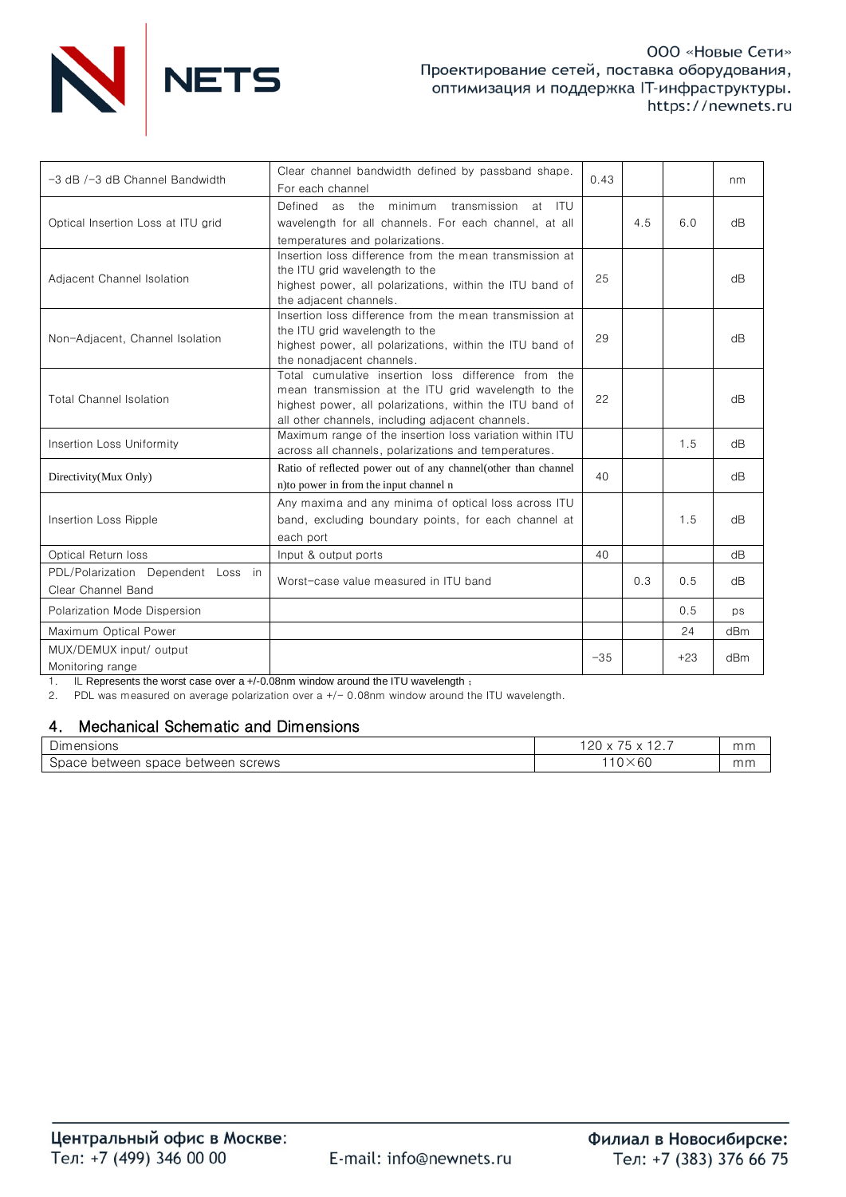| | | | | | |
|---|---|---|---|---|---|
| −3 dB /−3 dB Channel Bandwidth | Clear channel bandwidth defined by passband shape. For each channel | 0.43 | | | nm |
| Optical Insertion Loss at ITU grid | Defined as the minimum transmission at ITU wavelength for all channels. For each channel, at all temperatures and polarizations. | | 4.5 | 6.0 | dB |
| Adjacent Channel Isolation | Insertion loss difference from the mean transmission at the ITU grid wavelength to the highest power, all polarizations, within the ITU band of the adjacent channels. | 25 | | | dB |
| Non−Adjacent, Channel Isolation | Insertion loss difference from the mean transmission at the ITU grid wavelength to the highest power, all polarizations, within the ITU band of the nonadjacent channels. | 29 | | | dB |
| Total Channel Isolation | Total cumulative insertion loss difference from the mean transmission at the ITU grid wavelength to the highest power, all polarizations, within the ITU band of all other channels, including adjacent channels. | 22 | | | dB |
| Insertion Loss Uniformity | Maximum range of the insertion loss variation within ITU across all channels, polarizations and temperatures. | | | 1.5 | dB |
| Directivity(Mux Only) | Ratio of reflected power out of any channel(other than channel n)to power in from the input channel n | 40 | | | dB |
| Insertion Loss Ripple | Any maxima and any minima of optical loss across ITU band, excluding boundary points, for each channel at each port | | | 1.5 | dB |
| Optical Return loss | Input & output ports | 40 | | | dB |
| PDL/Polarization Dependent Loss in Clear Channel Band | Worst−case value measured in ITU band | | 0.3 | 0.5 | dB |
| Polarization Mode Dispersion | | | | 0.5 | ps |
| Maximum Optical Power | | | | 24 | dBm |
| MUX/DEMUX input/ output Monitoring range | | −35 | | +23 | dBm |

1. IL Represents the worst case over a +/-0.08nm window around the ITU wavelength；
2. PDL was measured on average polarization over a +/− 0.08nm window around the ITU wavelength.

## 4. Mechanical Schematic and Dimensions

| | | |
|---|---|---|
| Dimensions | 120 x 75 x 12.7 | mm |
| Space between space between screws | 110×60 | mm |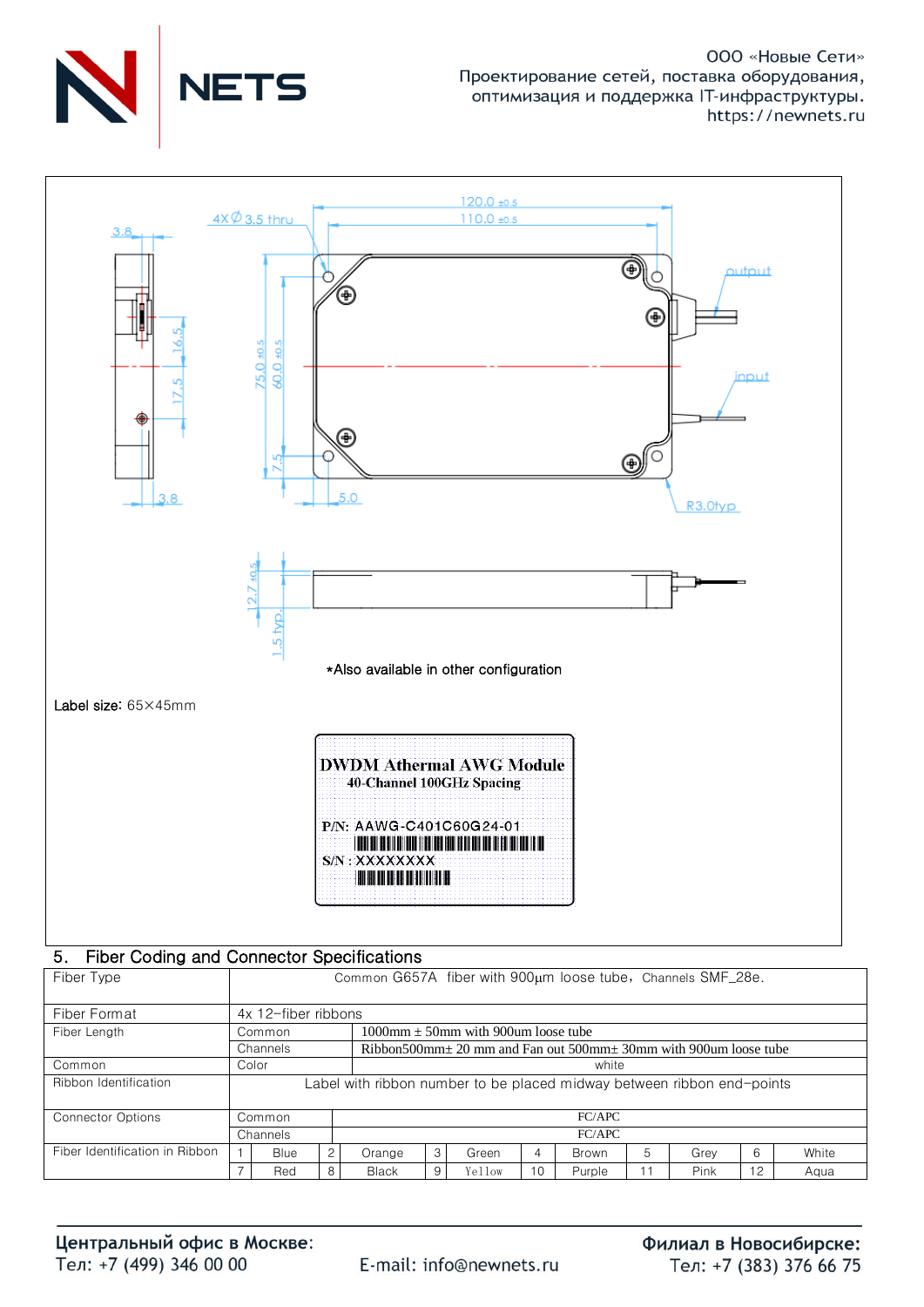*Also available in other configuration

Label size: 65×45mm

DWDM Athermal AWG Module
40-Channel 100GHz Spacing

P/N: AAWG-C401C60G24-01

S/N : XXXXXXXX

## 5. Fiber Coding and Connector Specifications

| Fiber Type | Common G657A fiber with 900μm loose tube，Channels SMF_28e. | | | | | | | | | | | |
|---|---|---|---|---|---|---|---|---|---|---|---|---|
| Fiber Format | 4x 12-fiber ribbons | | | | | | | | | | | |
| Fiber Length | Common | 1000mm ± 50mm with 900um loose tube | | | | | | | | | | |
| | Channels | Ribbon500mm± 20 mm and Fan out 500mm± 30mm with 900um loose tube | | | | | | | | | | |
| Common | Color | white | | | | | | | | | | |
| Ribbon Identification | Label with ribbon number to be placed midway between ribbon end-points | | | | | | | | | | | |
| Connector Options | Common | FC/APC | | | | | | | | | | |
| | Channels | FC/APC | | | | | | | | | | |
| Fiber Identification in Ribbon | 1 | Blue | 2 | Orange | 3 | Green | 4 | Brown | 5 | Grey | 6 | White |
| | 7 | Red | 8 | Black | 9 | Yellow | 10 | Purple | 11 | Pink | 12 | Aqua |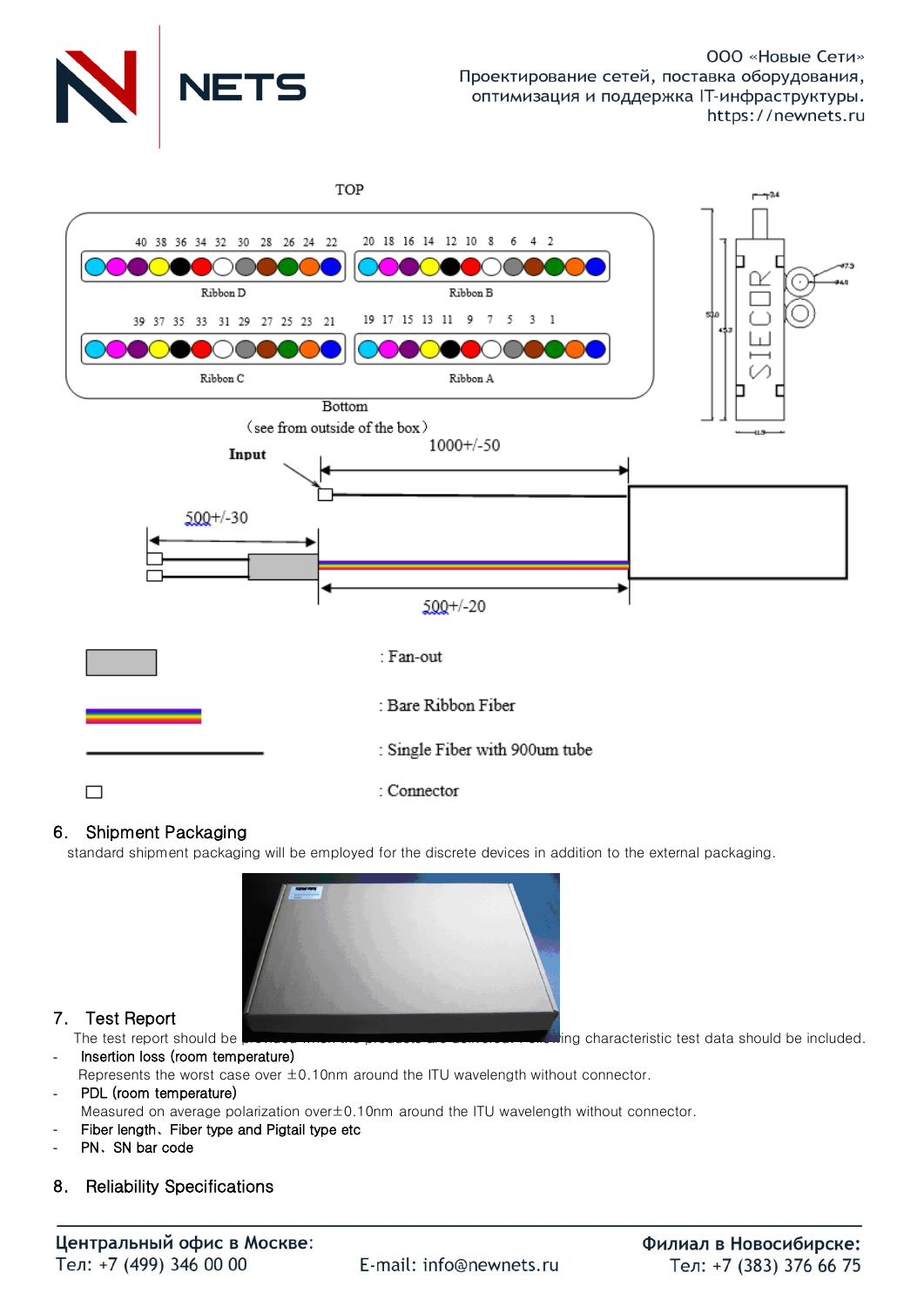TOP

| 40 | 38 | 36 | 34 | 32 | 30 | 28 | 26 | 24 | 22 | 20 | 18 | 16 | 14 | 12 | 10 | 8 | 6 | 4 | 2 |
|---|---|---|---|---|---|---|---|---|---|---|---|---|---|---|---|---|---|---|---|

Ribbon D — Ribbon B

| 39 | 37 | 35 | 33 | 31 | 29 | 27 | 25 | 23 | 21 | 19 | 17 | 15 | 13 | 11 | 9 | 7 | 5 | 3 | 1 |
|---|---|---|---|---|---|---|---|---|---|---|---|---|---|---|---|---|---|---|---|

Ribbon C — Ribbon A

Bottom

（see from outside of the box）

Input

1000+/-50

500+/-30

500+/-20

: Fan-out

: Bare Ribbon Fiber

: Single Fiber with 900um tube

: Connector

## 6. Shipment Packaging

standard shipment packaging will be employed for the discrete devices in addition to the external packaging.

## 7. Test Report

The test report should be provided when the products are delivered. Following characteristic test data should be included.

- Insertion loss (room temperature)
  Represents the worst case over ±0.10nm around the ITU wavelength without connector.
- PDL (room temperature)
  Measured on average polarization over±0.10nm around the ITU wavelength without connector.
- Fiber length、Fiber type and Pigtail type etc
- PN、SN bar code

## 8. Reliability Specifications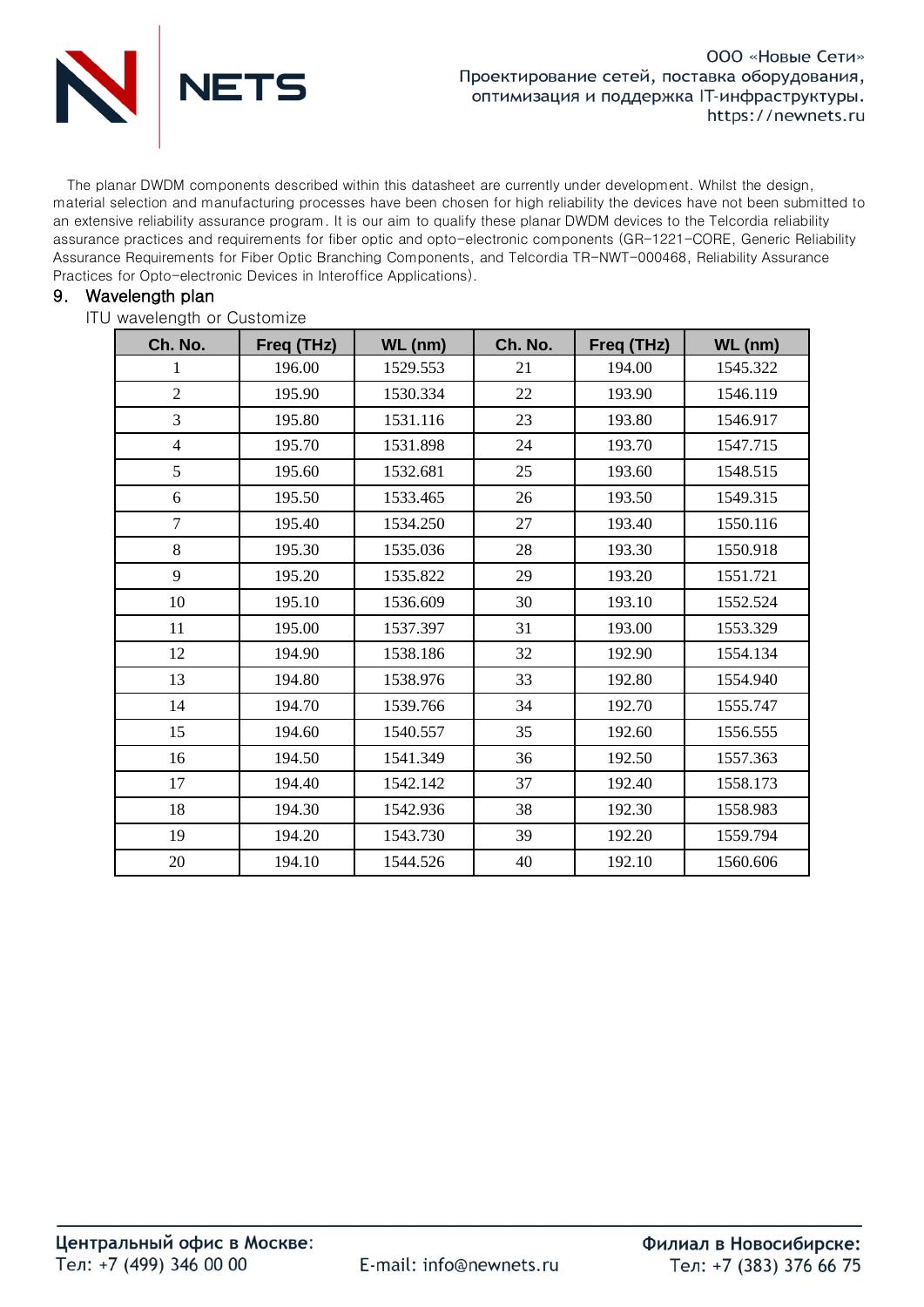The planar DWDM components described within this datasheet are currently under development. Whilst the design, material selection and manufacturing processes have been chosen for high reliability the devices have not been submitted to an extensive reliability assurance program. It is our aim to qualify these planar DWDM devices to the Telcordia reliability assurance practices and requirements for fiber optic and opto-electronic components (GR-1221-CORE, Generic Reliability Assurance Requirements for Fiber Optic Branching Components, and Telcordia TR-NWT-000468, Reliability Assurance Practices for Opto-electronic Devices in Interoffice Applications).

## 9. Wavelength plan

ITU wavelength or Customize

| Ch. No. | Freq (THz) | WL (nm) | Ch. No. | Freq (THz) | WL (nm) |
|---|---|---|---|---|---|
| 1 | 196.00 | 1529.553 | 21 | 194.00 | 1545.322 |
| 2 | 195.90 | 1530.334 | 22 | 193.90 | 1546.119 |
| 3 | 195.80 | 1531.116 | 23 | 193.80 | 1546.917 |
| 4 | 195.70 | 1531.898 | 24 | 193.70 | 1547.715 |
| 5 | 195.60 | 1532.681 | 25 | 193.60 | 1548.515 |
| 6 | 195.50 | 1533.465 | 26 | 193.50 | 1549.315 |
| 7 | 195.40 | 1534.250 | 27 | 193.40 | 1550.116 |
| 8 | 195.30 | 1535.036 | 28 | 193.30 | 1550.918 |
| 9 | 195.20 | 1535.822 | 29 | 193.20 | 1551.721 |
| 10 | 195.10 | 1536.609 | 30 | 193.10 | 1552.524 |
| 11 | 195.00 | 1537.397 | 31 | 193.00 | 1553.329 |
| 12 | 194.90 | 1538.186 | 32 | 192.90 | 1554.134 |
| 13 | 194.80 | 1538.976 | 33 | 192.80 | 1554.940 |
| 14 | 194.70 | 1539.766 | 34 | 192.70 | 1555.747 |
| 15 | 194.60 | 1540.557 | 35 | 192.60 | 1556.555 |
| 16 | 194.50 | 1541.349 | 36 | 192.50 | 1557.363 |
| 17 | 194.40 | 1542.142 | 37 | 192.40 | 1558.173 |
| 18 | 194.30 | 1542.936 | 38 | 192.30 | 1558.983 |
| 19 | 194.20 | 1543.730 | 39 | 192.20 | 1559.794 |
| 20 | 194.10 | 1544.526 | 40 | 192.10 | 1560.606 |